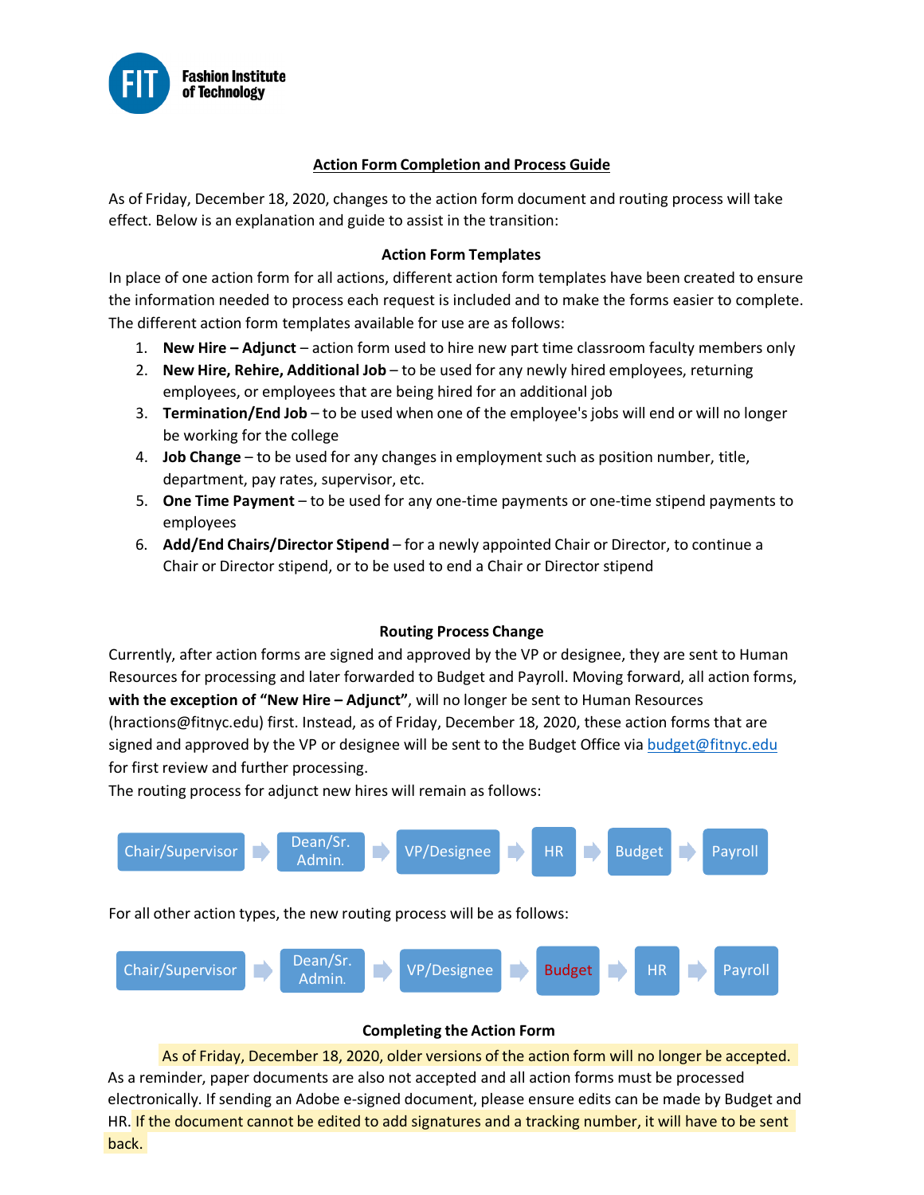**Fashion Institute of Technology**

# Action Form Completion and Process Guide

As of Friday, December 18, 2020, changes to the action form document and routing process will take effect. Below is an explanation and guide to assist in the transition:

## Action Form Templates

In place of one action form for all actions, different action form templates have been created to ensure the information needed to process each request is included and to make the forms easier to complete. The different action form templates available for use are as follows:

1. **New Hire – Adjunct** – action form used to hire new part time classroom faculty members only
2. **New Hire, Rehire, Additional Job** – to be used for any newly hired employees, returning employees, or employees that are being hired for an additional job
3. **Termination/End Job** – to be used when one of the employee's jobs will end or will no longer be working for the college
4. **Job Change** – to be used for any changes in employment such as position number, title, department, pay rates, supervisor, etc.
5. **One Time Payment** – to be used for any one-time payments or one-time stipend payments to employees
6. **Add/End Chairs/Director Stipend** – for a newly appointed Chair or Director, to continue a Chair or Director stipend, or to be used to end a Chair or Director stipend

## Routing Process Change

Currently, after action forms are signed and approved by the VP or designee, they are sent to Human Resources for processing and later forwarded to Budget and Payroll. Moving forward, all action forms, **with the exception of "New Hire – Adjunct"**, will no longer be sent to Human Resources (hractions@fitnyc.edu) first. Instead, as of Friday, December 18, 2020, these action forms that are signed and approved by the VP or designee will be sent to the Budget Office via budget@fitnyc.edu for first review and further processing.

The routing process for adjunct new hires will remain as follows:

Chair/Supervisor → Dean/Sr. Admin. → VP/Designee → HR → Budget → Payroll

For all other action types, the new routing process will be as follows:

Chair/Supervisor → Dean/Sr. Admin. → VP/Designee → Budget → HR → Payroll

## Completing the Action Form

As of Friday, December 18, 2020, older versions of the action form will no longer be accepted. As a reminder, paper documents are also not accepted and all action forms must be processed electronically. If sending an Adobe e-signed document, please ensure edits can be made by Budget and HR. If the document cannot be edited to add signatures and a tracking number, it will have to be sent back.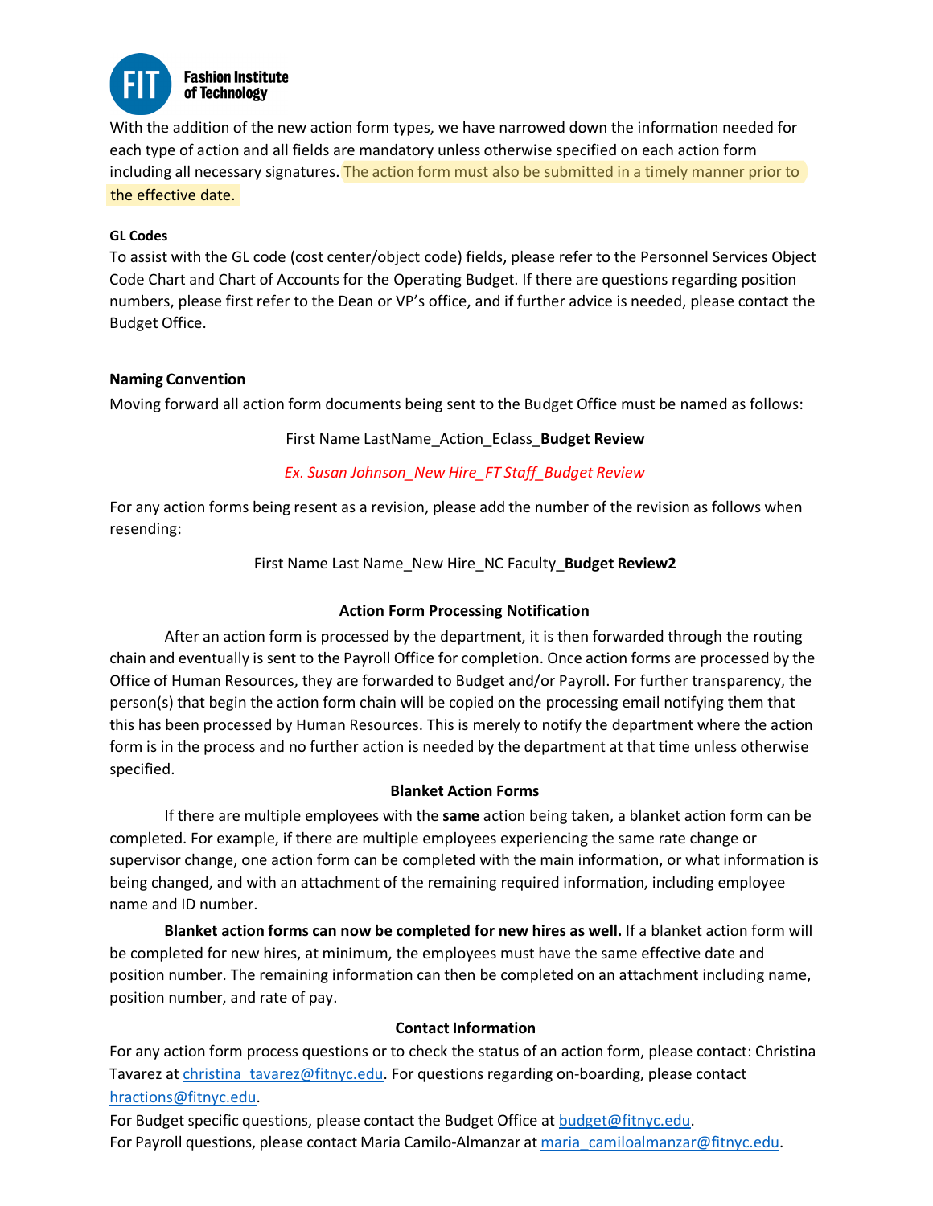**Fashion Institute of Technology**

With the addition of the new action form types, we have narrowed down the information needed for each type of action and all fields are mandatory unless otherwise specified on each action form including all necessary signatures. The action form must also be submitted in a timely manner prior to the effective date.

**GL Codes**

To assist with the GL code (cost center/object code) fields, please refer to the Personnel Services Object Code Chart and Chart of Accounts for the Operating Budget. If there are questions regarding position numbers, please first refer to the Dean or VP's office, and if further advice is needed, please contact the Budget Office.

**Naming Convention**

Moving forward all action form documents being sent to the Budget Office must be named as follows:

First Name LastName_Action_Eclass_**Budget Review**

*Ex. Susan Johnson_New Hire_FT Staff_Budget Review*

For any action forms being resent as a revision, please add the number of the revision as follows when resending:

First Name Last Name_New Hire_NC Faculty_**Budget Review2**

**Action Form Processing Notification**

After an action form is processed by the department, it is then forwarded through the routing chain and eventually is sent to the Payroll Office for completion. Once action forms are processed by the Office of Human Resources, they are forwarded to Budget and/or Payroll. For further transparency, the person(s) that begin the action form chain will be copied on the processing email notifying them that this has been processed by Human Resources. This is merely to notify the department where the action form is in the process and no further action is needed by the department at that time unless otherwise specified.

**Blanket Action Forms**

If there are multiple employees with the **same** action being taken, a blanket action form can be completed. For example, if there are multiple employees experiencing the same rate change or supervisor change, one action form can be completed with the main information, or what information is being changed, and with an attachment of the remaining required information, including employee name and ID number.

**Blanket action forms can now be completed for new hires as well.** If a blanket action form will be completed for new hires, at minimum, the employees must have the same effective date and position number. The remaining information can then be completed on an attachment including name, position number, and rate of pay.

**Contact Information**

For any action form process questions or to check the status of an action form, please contact: Christina Tavarez at christina_tavarez@fitnyc.edu. For questions regarding on-boarding, please contact hractions@fitnyc.edu.

For Budget specific questions, please contact the Budget Office at budget@fitnyc.edu.

For Payroll questions, please contact Maria Camilo-Almanzar at maria_camiloalmanzar@fitnyc.edu.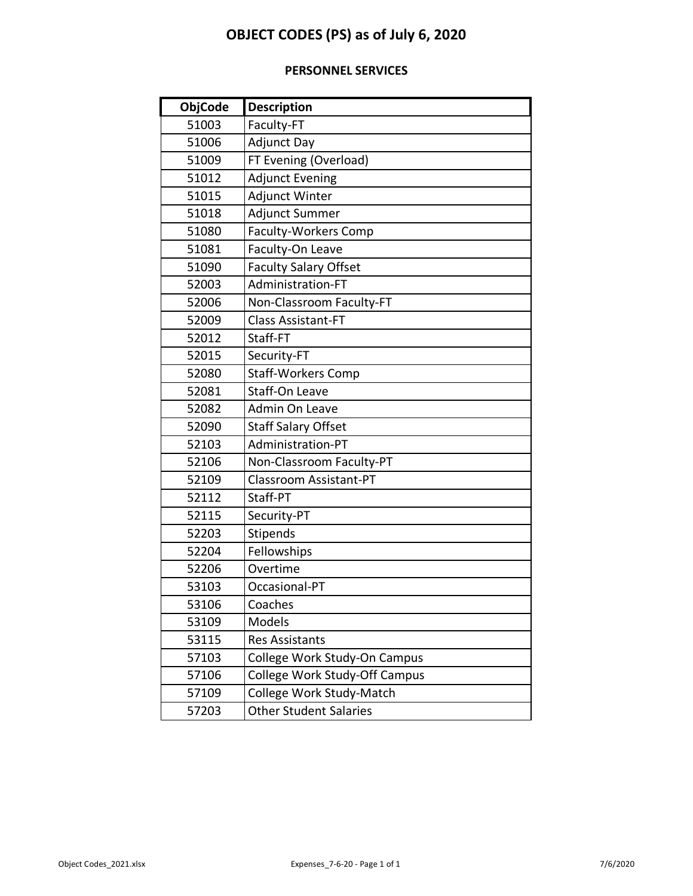# OBJECT CODES (PS) as of July 6, 2020

## PERSONNEL SERVICES

| ObjCode | Description |
|---|---|
| 51003 | Faculty-FT |
| 51006 | Adjunct Day |
| 51009 | FT Evening (Overload) |
| 51012 | Adjunct Evening |
| 51015 | Adjunct Winter |
| 51018 | Adjunct Summer |
| 51080 | Faculty-Workers Comp |
| 51081 | Faculty-On Leave |
| 51090 | Faculty Salary Offset |
| 52003 | Administration-FT |
| 52006 | Non-Classroom Faculty-FT |
| 52009 | Class Assistant-FT |
| 52012 | Staff-FT |
| 52015 | Security-FT |
| 52080 | Staff-Workers Comp |
| 52081 | Staff-On Leave |
| 52082 | Admin On Leave |
| 52090 | Staff Salary Offset |
| 52103 | Administration-PT |
| 52106 | Non-Classroom Faculty-PT |
| 52109 | Classroom Assistant-PT |
| 52112 | Staff-PT |
| 52115 | Security-PT |
| 52203 | Stipends |
| 52204 | Fellowships |
| 52206 | Overtime |
| 53103 | Occasional-PT |
| 53106 | Coaches |
| 53109 | Models |
| 53115 | Res Assistants |
| 57103 | College Work Study-On Campus |
| 57106 | College Work Study-Off Campus |
| 57109 | College Work Study-Match |
| 57203 | Other Student Salaries |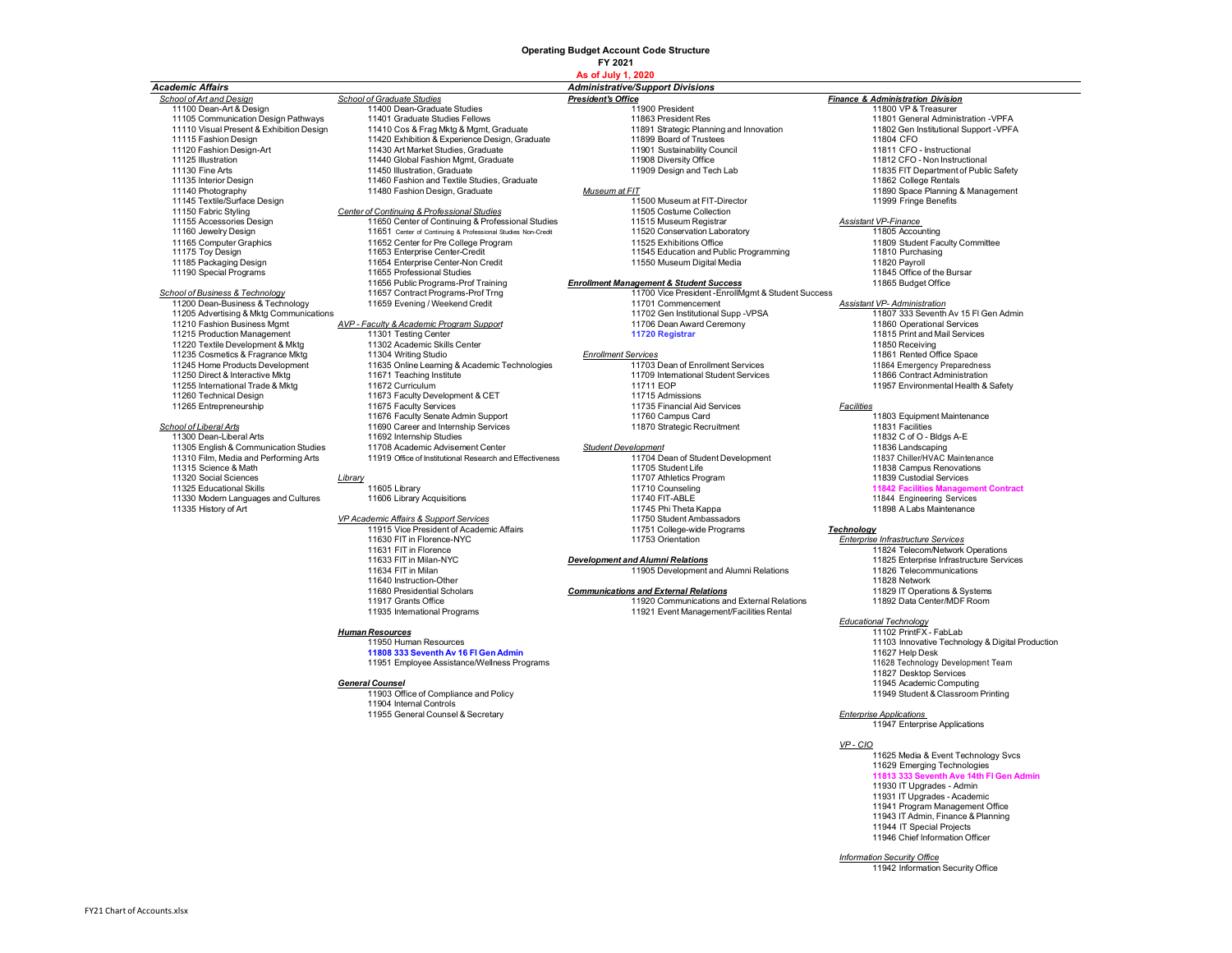# Operating Budget Account Code Structure

**FY 2021**

**As of July 1, 2020**

## Academic Affairs

### *School of Art and Design*

- 11100 Dean-Art & Design
- 11105 Communication Design Pathways
- 11110 Visual Present & Exhibition Design
- 11115 Fashion Design
- 11120 Fashion Design-Art
- 11125 Illustration
- 11130 Fine Arts
- 11135 Interior Design
- 11140 Photography
- 11145 Textile/Surface Design
- 11150 Fabric Styling
- 11155 Accessories Design
- 11160 Jewelry Design
- 11165 Computer Graphics
- 11175 Toy Design
- 11185 Packaging Design
- 11190 Special Programs

### *School of Business & Technology*

- 11200 Dean-Business & Technology
- 11205 Advertising & Mktg Communications
- 11210 Fashion Business Mgmt
- 11215 Production Management
- 11220 Textile Development & Mktg
- 11235 Cosmetics & Fragrance Mktg
- 11245 Home Products Development
- 11250 Direct & Interactive Mktg
- 11255 International Trade & Mktg
- 11260 Technical Design
- 11265 Entrepreneurship

### *School of Liberal Arts*

- 11300 Dean-Liberal Arts
- 11305 English & Communication Studies
- 11310 Film, Media and Performing Arts
- 11315 Science & Math
- 11320 Social Sciences
- 11325 Educational Skills
- 11330 Modern Languages and Cultures
- 11335 History of Art

### *School of Graduate Studies*

- 11400 Dean-Graduate Studies
- 11401 Graduate Studies Fellows
- 11410 Cos & Frag Mktg & Mgmt, Graduate
- 11420 Exhibition & Experience Design, Graduate
- 11430 Art Market Studies, Graduate
- 11440 Global Fashion Mgmt, Graduate
- 11450 Illustration, Graduate
- 11460 Fashion and Textile Studies, Graduate
- 11480 Fashion Design, Graduate

### *Center of Continuing & Professional Studies*

- 11650 Center of Continuing & Professional Studies
- 11651 Center of Continuing & Professional Studies Non-Credit
- 11652 Center for Pre College Program
- 11653 Enterprise Center-Credit
- 11654 Enterprise Center-Non Credit
- 11655 Professional Studies
- 11656 Public Programs-Prof Training
- 11657 Contract Programs-Prof Trng
- 11659 Evening / Weekend Credit

### *AVP - Faculty & Academic Program Support*

- 11301 Testing Center
- 11302 Academic Skills Center
- 11304 Writing Studio
- 11635 Online Learning & Academic Technologies
- 11671 Teaching Institute
- 11672 Curriculum
- 11673 Faculty Development & CET
- 11675 Faculty Services
- 11676 Faculty Senate Admin Support
- 11690 Career and Internship Services
- 11692 Internship Studies
- 11708 Academic Advisement Center
- 11919 Office of Institutional Research and Effectiveness

### *Library*

- 11605 Library
- 11606 Library Acquisitions

### *VP Academic Affairs & Support Services*

- 11915 Vice President of Academic Affairs
- 11630 FIT in Florence-NYC
- 11631 FIT in Florence
- 11633 FIT in Milan-NYC
- 11634 FIT in Milan
- 11640 Instruction-Other
- 11680 Presidential Scholars
- 11917 Grants Office
- 11935 International Programs

### ***Human Resources***

- 11950 Human Resources
- **11808 333 Seventh Av 16 Fl Gen Admin**
- 11951 Employee Assistance/Wellness Programs

### ***General Counsel***

- 11903 Office of Compliance and Policy
- 11904 Internal Controls
- 11955 General Counsel & Secretary

## Administrative/Support Divisions

### ***President's Office***

- 11900 President
- 11863 President Res
- 11899 Board of Trustees
- 11891 Strategic Planning and Innovation
- 11901 Sustainability Council
- 11908 Diversity Office
- 11909 Design and Tech Lab

### *Museum at FIT*

- 11500 Museum at FIT-Director
- 11505 Costume Collection
- 11515 Museum Registrar
- 11520 Conservation Laboratory
- 11525 Exhibitions Office
- 11545 Education and Public Programming
- 11550 Museum Digital Media

### ***Enrollment Management & Student Success***

- 11700 Vice President -EnrollMgmt & Student Success
- 11701 Commencement
- 11702 Gen Institutional Supp -VPSA
- 11706 Dean Award Ceremony
- **11720 Registrar**

### *Enrollment Services*

- 11703 Dean of Enrollment Services
- 11709 International Student Services
- 11711 EOP
- 11715 Admissions
- 11735 Financial Aid Services
- 11760 Campus Card
- 11870 Strategic Recruitment

### *Student Development*

- 11704 Dean of Student Development
- 11705 Student Life
- 11707 Athletics Program
- 11710 Counseling
- 11740 FIT-ABLE
- 11745 Phi Theta Kappa
- 11750 Student Ambassadors
- 11751 College-wide Programs
- 11753 Orientation

### ***Development and Alumni Relations***

- 11905 Development and Alumni Relations

### ***Communications and External Relations***

- 11920 Communications and External Relations
- 11921 Event Management/Facilities Rental

### ***Finance & Administration Division***

- 11800 VP & Treasurer
- 11801 General Administration -VPFA
- 11802 Gen Institutional Support -VPFA
- 11804 CFO
- 11811 CFO - Instructional
- 11812 CFO - Non Instructional
- 11835 FIT Department of Public Safety
- 11862 College Rentals
- 11890 Space Planning & Management
- 11999 Fringe Benefits

### *Assistant VP-Finance*

- 11805 Accounting
- 11809 Student Faculty Committee
- 11810 Purchasing
- 11820 Payroll
- 11845 Office of the Bursar
- 11865 Budget Office

### *Assistant VP- Administration*

- 11807 333 Seventh Av 15 Fl Gen Admin
- 11860 Operational Services
- 11815 Print and Mail Services
- 11850 Receiving
- 11861 Rented Office Space
- 11864 Emergency Preparedness
- 11866 Contract Administration
- 11957 Environmental Health & Safety

### *Facilities*

- 11803 Equipment Maintenance
- 11831 Facilities
- 11832 C of O - Bldgs A-E
- 11836 Landscaping
- 11837 Chiller/HVAC Maintenance
- 11838 Campus Renovations
- 11839 Custodial Services
- **11842 Facilities Management Contract**
- 11844 Engineering Services
- 11898 A Labs Maintenance

### ***Technology***

#### *Enterprise Infrastructure Services*

- 11824 Telecom/Network Operations
- 11825 Enterprise Infrastructure Services
- 11826 Telecommunications
- 11828 Network
- 11829 IT Operations & Systems
- 11892 Data Center/MDF Room

#### *Educational Technology*

- 11102 PrintFX - FabLab
- 11103 Innovative Technology & Digital Production
- 11627 Help Desk
- 11628 Technology Development Team
- 11827 Desktop Services
- 11945 Academic Computing
- 11949 Student & Classroom Printing

#### *Enterprise Applications*

- 11947 Enterprise Applications

#### *VP - CIO*

- 11625 Media & Event Technology Svcs
- 11629 Emerging Technologies
- **11813 333 Seventh Ave 14th Fl Gen Admin**
- 11930 IT Upgrades - Admin
- 11931 IT Upgrades - Academic
- 11941 Program Management Office
- 11943 IT Admin, Finance & Planning
- 11944 IT Special Projects
- 11946 Chief Information Officer

#### *Information Security Office*

- 11942 Information Security Office